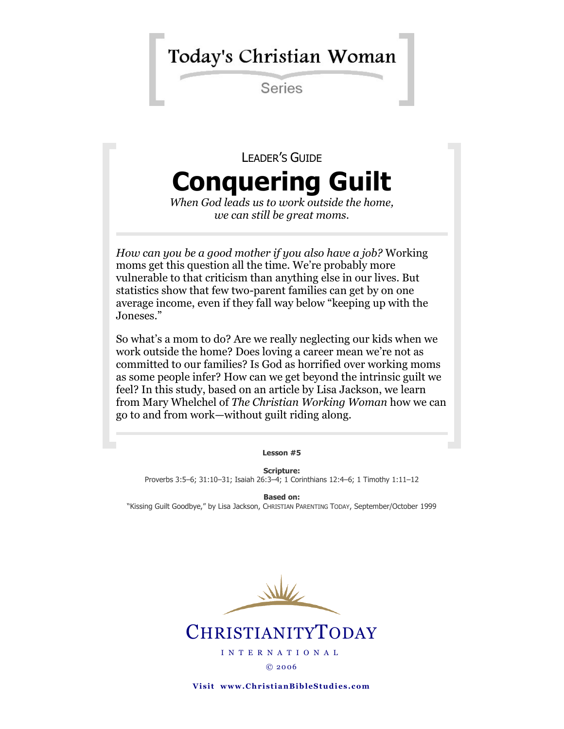# Today's Christian Woman

Series

LEADER'S GUIDE

# Conquering Guilt

*When God leads us to work outside the home, we can still be great moms.*

*How can you be a good mother if you also have a job?* Working moms get this question all the time. We're probably more vulnerable to that criticism than anything else in our lives. But statistics show that few two-parent families can get by on one average income, even if they fall way below "keeping up with the Joneses."

So what's a mom to do? Are we really neglecting our kids when we work outside the home? Does loving a career mean we're not as committed to our families? Is God as horrified over working moms as some people infer? How can we get beyond the intrinsic guilt we feel? In this study, based on an article by Lisa Jackson, we learn from Mary Whelchel of *The Christian Working Woman* how we can go to and from work—without guilt riding along.

**Lesson #5**

**Scripture:**
Proverbs 3:5–6; 31:10–31; Isaiah 26:3–4; 1 Corinthians 12:4–6; 1 Timothy 1:11–12

**Based on:**
"Kissing Guilt Goodbye," by Lisa Jackson, CHRISTIAN PARENTING TODAY, September/October 1999

CHRISTIANITYTODAY

INTERNATIONAL

© 2006

**Visit www.ChristianBibleStudies.com**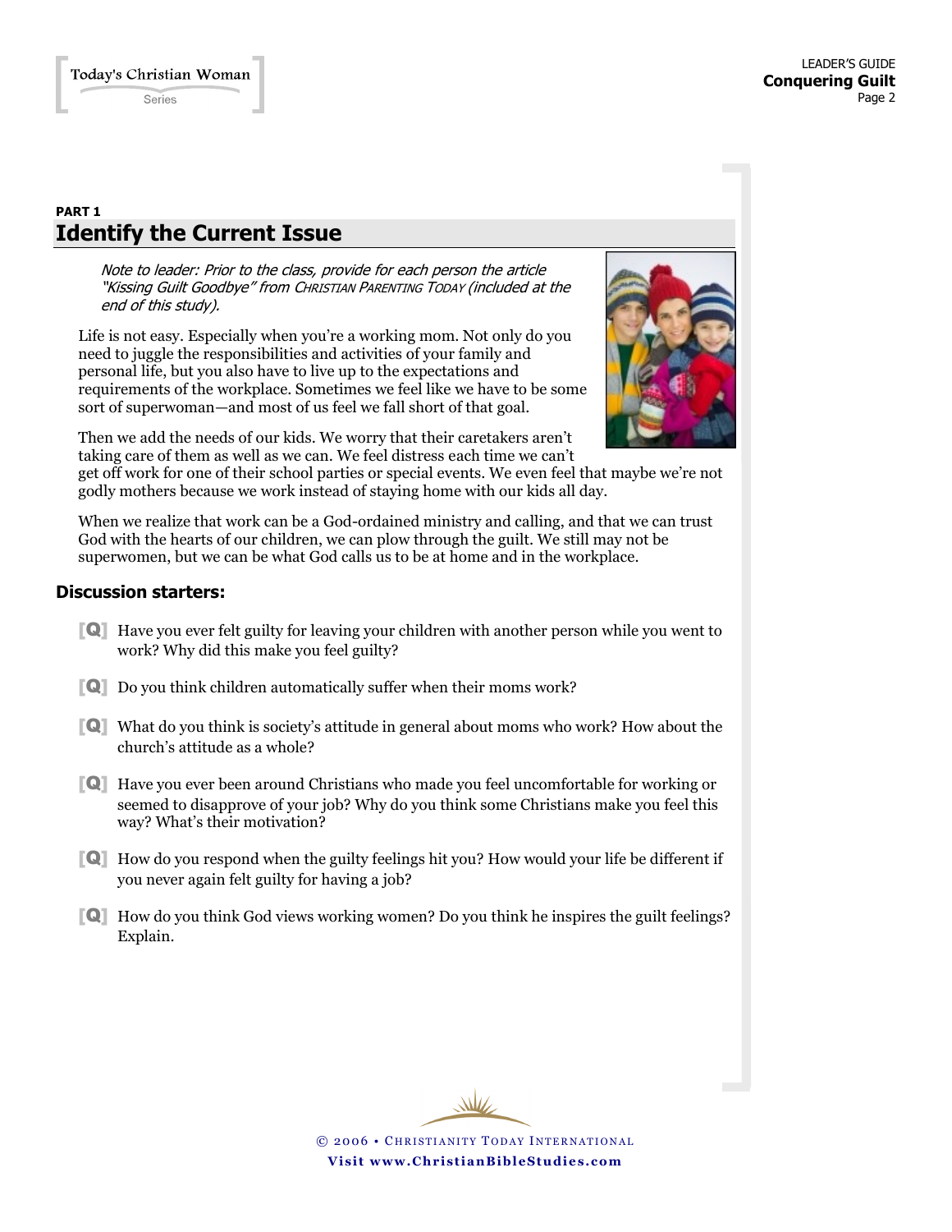**PART 1**

## Identify the Current Issue

*Note to leader: Prior to the class, provide for each person the article "Kissing Guilt Goodbye" from CHRISTIAN PARENTING TODAY (included at the end of this study).*

Life is not easy. Especially when you're a working mom. Not only do you need to juggle the responsibilities and activities of your family and personal life, but you also have to live up to the expectations and requirements of the workplace. Sometimes we feel like we have to be some sort of superwoman—and most of us feel we fall short of that goal.

Then we add the needs of our kids. We worry that their caretakers aren't taking care of them as well as we can. We feel distress each time we can't get off work for one of their school parties or special events. We even feel that maybe we're not godly mothers because we work instead of staying home with our kids all day.

When we realize that work can be a God-ordained ministry and calling, and that we can trust God with the hearts of our children, we can plow through the guilt. We still may not be superwomen, but we can be what God calls us to be at home and in the workplace.

### Discussion starters:

[Q] Have you ever felt guilty for leaving your children with another person while you went to work? Why did this make you feel guilty?

[Q] Do you think children automatically suffer when their moms work?

[Q] What do you think is society's attitude in general about moms who work? How about the church's attitude as a whole?

[Q] Have you ever been around Christians who made you feel uncomfortable for working or seemed to disapprove of your job? Why do you think some Christians make you feel this way? What's their motivation?

[Q] How do you respond when the guilty feelings hit you? How would your life be different if you never again felt guilty for having a job?

[Q] How do you think God views working women? Do you think he inspires the guilt feelings? Explain.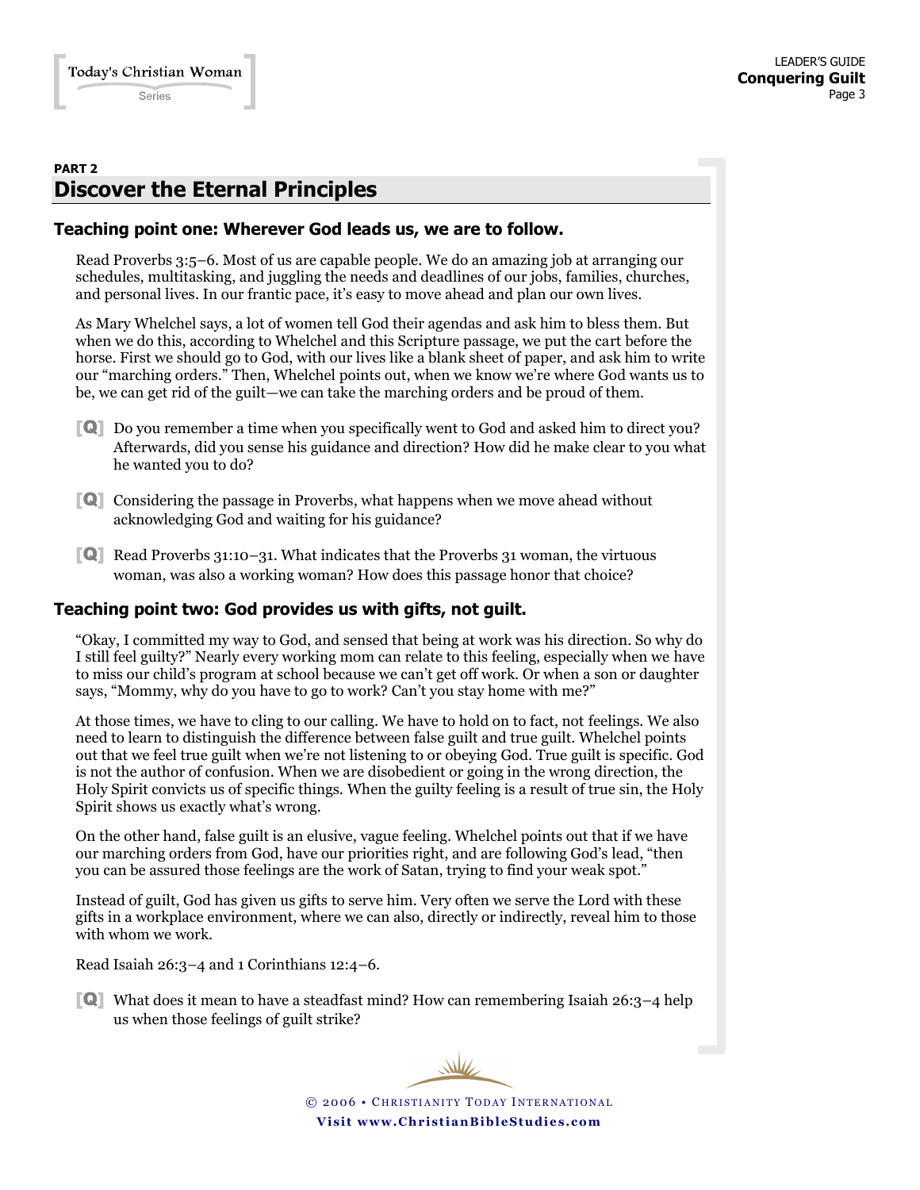**PART 2**

## Discover the Eternal Principles

### Teaching point one: Wherever God leads us, we are to follow.

Read Proverbs 3:5–6. Most of us are capable people. We do an amazing job at arranging our schedules, multitasking, and juggling the needs and deadlines of our jobs, families, churches, and personal lives. In our frantic pace, it's easy to move ahead and plan our own lives.

As Mary Whelchel says, a lot of women tell God their agendas and ask him to bless them. But when we do this, according to Whelchel and this Scripture passage, we put the cart before the horse. First we should go to God, with our lives like a blank sheet of paper, and ask him to write our "marching orders." Then, Whelchel points out, when we know we're where God wants us to be, we can get rid of the guilt—we can take the marching orders and be proud of them.

**[Q]** Do you remember a time when you specifically went to God and asked him to direct you? Afterwards, did you sense his guidance and direction? How did he make clear to you what he wanted you to do?

**[Q]** Considering the passage in Proverbs, what happens when we move ahead without acknowledging God and waiting for his guidance?

**[Q]** Read Proverbs 31:10–31. What indicates that the Proverbs 31 woman, the virtuous woman, was also a working woman? How does this passage honor that choice?

### Teaching point two: God provides us with gifts, not guilt.

"Okay, I committed my way to God, and sensed that being at work was his direction. So why do I still feel guilty?" Nearly every working mom can relate to this feeling, especially when we have to miss our child's program at school because we can't get off work. Or when a son or daughter says, "Mommy, why do you have to go to work? Can't you stay home with me?"

At those times, we have to cling to our calling. We have to hold on to fact, not feelings. We also need to learn to distinguish the difference between false guilt and true guilt. Whelchel points out that we feel true guilt when we're not listening to or obeying God. True guilt is specific. God is not the author of confusion. When we are disobedient or going in the wrong direction, the Holy Spirit convicts us of specific things. When the guilty feeling is a result of true sin, the Holy Spirit shows us exactly what's wrong.

On the other hand, false guilt is an elusive, vague feeling. Whelchel points out that if we have our marching orders from God, have our priorities right, and are following God's lead, "then you can be assured those feelings are the work of Satan, trying to find your weak spot."

Instead of guilt, God has given us gifts to serve him. Very often we serve the Lord with these gifts in a workplace environment, where we can also, directly or indirectly, reveal him to those with whom we work.

Read Isaiah 26:3–4 and 1 Corinthians 12:4–6.

**[Q]** What does it mean to have a steadfast mind? How can remembering Isaiah 26:3–4 help us when those feelings of guilt strike?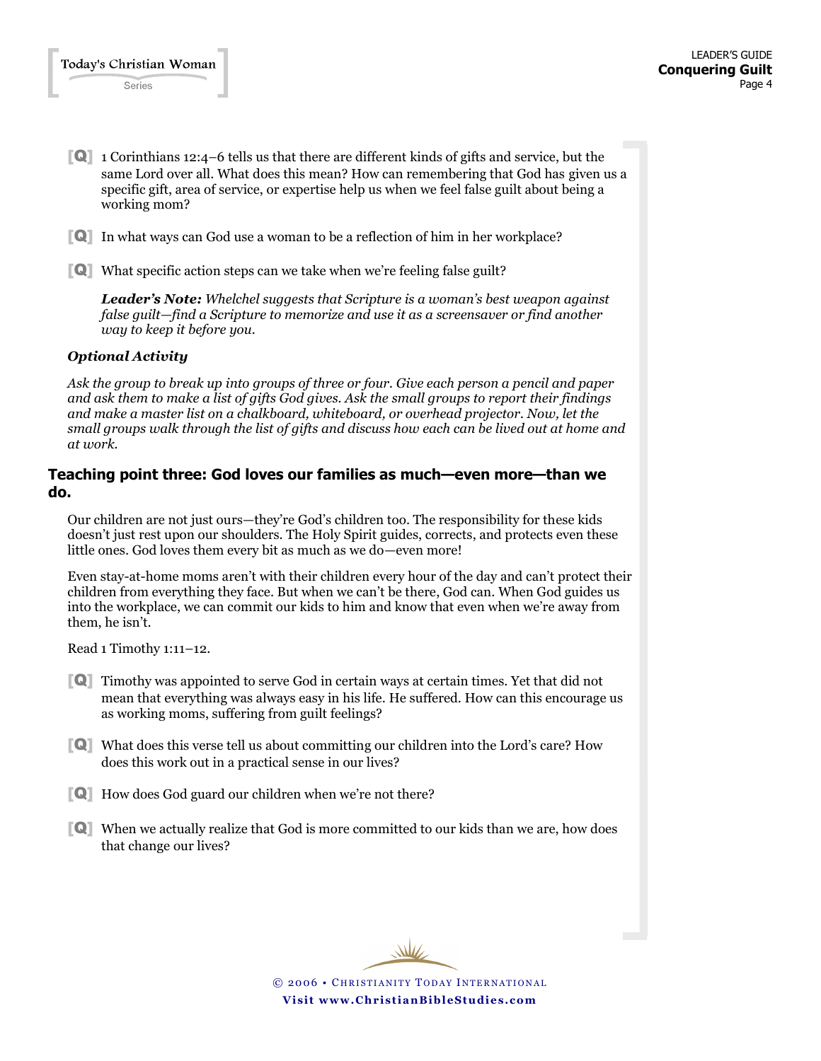**[Q]** 1 Corinthians 12:4–6 tells us that there are different kinds of gifts and service, but the same Lord over all. What does this mean? How can remembering that God has given us a specific gift, area of service, or expertise help us when we feel false guilt about being a working mom?

**[Q]** In what ways can God use a woman to be a reflection of him in her workplace?

**[Q]** What specific action steps can we take when we're feeling false guilt?

> ***Leader's Note:*** *Whelchel suggests that Scripture is a woman's best weapon against false guilt—find a Scripture to memorize and use it as a screensaver or find another way to keep it before you.*

***Optional Activity***

*Ask the group to break up into groups of three or four. Give each person a pencil and paper and ask them to make a list of gifts God gives. Ask the small groups to report their findings and make a master list on a chalkboard, whiteboard, or overhead projector. Now, let the small groups walk through the list of gifts and discuss how each can be lived out at home and at work.*

## Teaching point three: God loves our families as much—even more—than we do.

Our children are not just ours—they're God's children too. The responsibility for these kids doesn't just rest upon our shoulders. The Holy Spirit guides, corrects, and protects even these little ones. God loves them every bit as much as we do—even more!

Even stay-at-home moms aren't with their children every hour of the day and can't protect their children from everything they face. But when we can't be there, God can. When God guides us into the workplace, we can commit our kids to him and know that even when we're away from them, he isn't.

Read 1 Timothy 1:11–12.

**[Q]** Timothy was appointed to serve God in certain ways at certain times. Yet that did not mean that everything was always easy in his life. He suffered. How can this encourage us as working moms, suffering from guilt feelings?

**[Q]** What does this verse tell us about committing our children into the Lord's care? How does this work out in a practical sense in our lives?

**[Q]** How does God guard our children when we're not there?

**[Q]** When we actually realize that God is more committed to our kids than we are, how does that change our lives?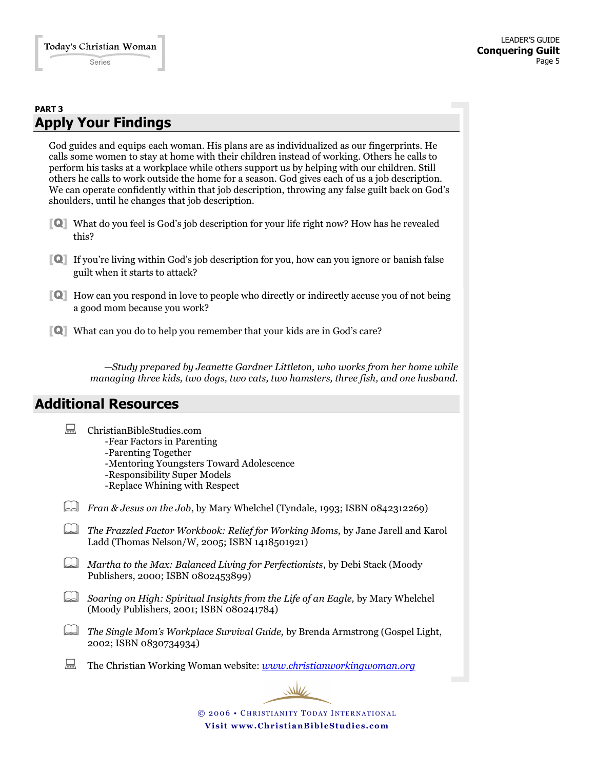PART 3

## Apply Your Findings

God guides and equips each woman. His plans are as individualized as our fingerprints. He calls some women to stay at home with their children instead of working. Others he calls to perform his tasks at a workplace while others support us by helping with our children. Still others he calls to work outside the home for a season. God gives each of us a job description. We can operate confidently within that job description, throwing any false guilt back on God's shoulders, until he changes that job description.

[Q] What do you feel is God's job description for your life right now? How has he revealed this?

[Q] If you're living within God's job description for you, how can you ignore or banish false guilt when it starts to attack?

[Q] How can you respond in love to people who directly or indirectly accuse you of not being a good mom because you work?

[Q] What can you do to help you remember that your kids are in God's care?

*—Study prepared by Jeanette Gardner Littleton, who works from her home while managing three kids, two dogs, two cats, two hamsters, three fish, and one husband.*

## Additional Resources

- ChristianBibleStudies.com
  - -Fear Factors in Parenting
  - -Parenting Together
  - -Mentoring Youngsters Toward Adolescence
  - -Responsibility Super Models
  - -Replace Whining with Respect
- *Fran & Jesus on the Job*, by Mary Whelchel (Tyndale, 1993; ISBN 0842312269)
- *The Frazzled Factor Workbook: Relief for Working Moms,* by Jane Jarell and Karol Ladd (Thomas Nelson/W, 2005; ISBN 1418501921)
- *Martha to the Max: Balanced Living for Perfectionists*, by Debi Stack (Moody Publishers, 2000; ISBN 0802453899)
- *Soaring on High: Spiritual Insights from the Life of an Eagle,* by Mary Whelchel (Moody Publishers, 2001; ISBN 080241784)
- *The Single Mom's Workplace Survival Guide,* by Brenda Armstrong (Gospel Light, 2002; ISBN 0830734934)
- The Christian Working Woman website: [www.christianworkingwoman.org](http://www.christianworkingwoman.org)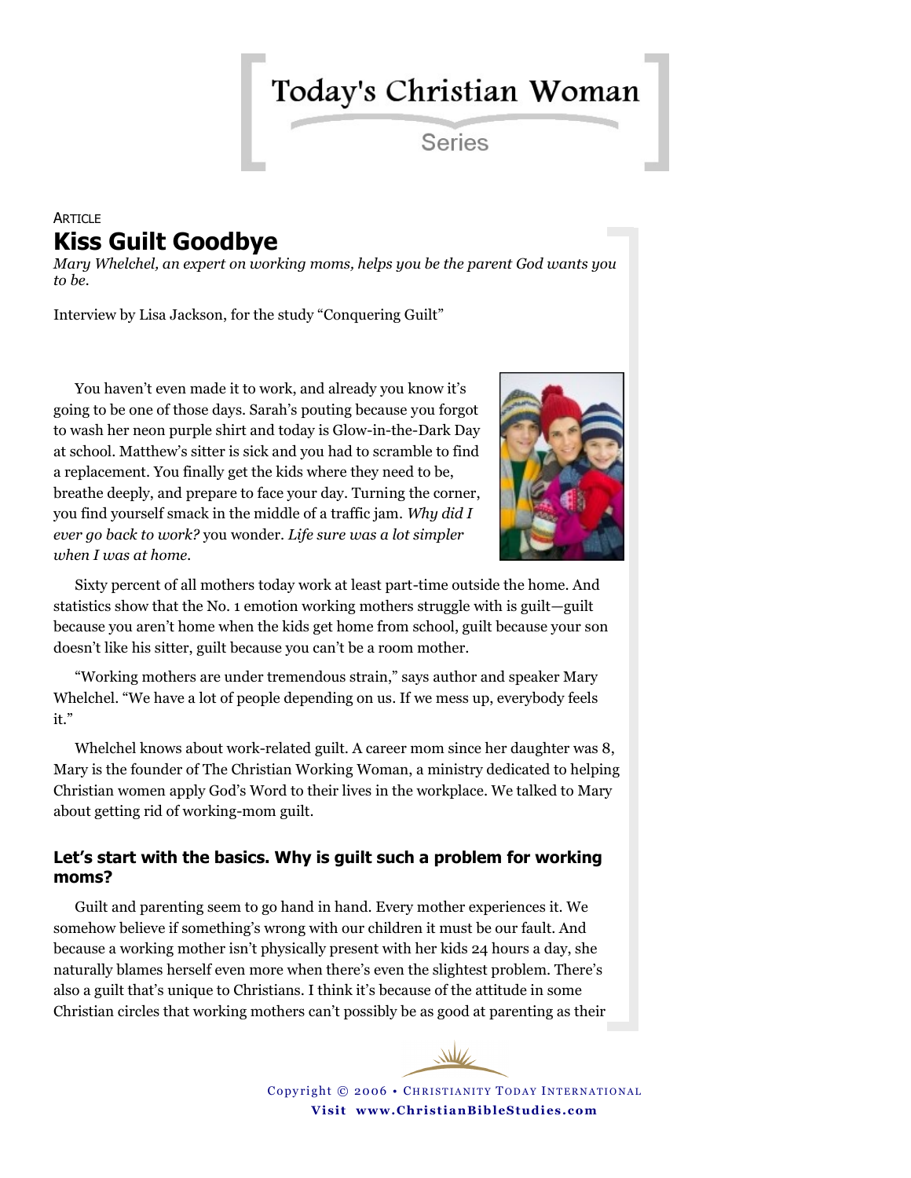Today's Christian Woman

Series

ARTICLE

# Kiss Guilt Goodbye

*Mary Whelchel, an expert on working moms, helps you be the parent God wants you to be.*

Interview by Lisa Jackson, for the study "Conquering Guilt"

You haven't even made it to work, and already you know it's going to be one of those days. Sarah's pouting because you forgot to wash her neon purple shirt and today is Glow-in-the-Dark Day at school. Matthew's sitter is sick and you had to scramble to find a replacement. You finally get the kids where they need to be, breathe deeply, and prepare to face your day. Turning the corner, you find yourself smack in the middle of a traffic jam. *Why did I ever go back to work?* you wonder. *Life sure was a lot simpler when I was at home.*

Sixty percent of all mothers today work at least part-time outside the home. And statistics show that the No. 1 emotion working mothers struggle with is guilt—guilt because you aren't home when the kids get home from school, guilt because your son doesn't like his sitter, guilt because you can't be a room mother.

"Working mothers are under tremendous strain," says author and speaker Mary Whelchel. "We have a lot of people depending on us. If we mess up, everybody feels it."

Whelchel knows about work-related guilt. A career mom since her daughter was 8, Mary is the founder of The Christian Working Woman, a ministry dedicated to helping Christian women apply God's Word to their lives in the workplace. We talked to Mary about getting rid of working-mom guilt.

### Let's start with the basics. Why is guilt such a problem for working moms?

Guilt and parenting seem to go hand in hand. Every mother experiences it. We somehow believe if something's wrong with our children it must be our fault. And because a working mother isn't physically present with her kids 24 hours a day, she naturally blames herself even more when there's even the slightest problem. There's also a guilt that's unique to Christians. I think it's because of the attitude in some Christian circles that working mothers can't possibly be as good at parenting as their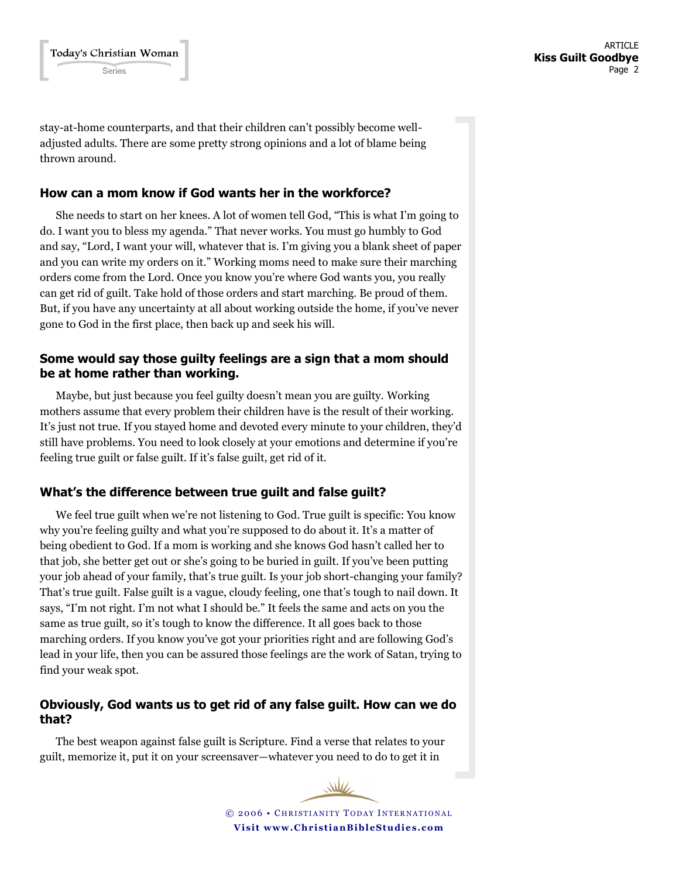stay-at-home counterparts, and that their children can't possibly become well-adjusted adults. There are some pretty strong opinions and a lot of blame being thrown around.

### How can a mom know if God wants her in the workforce?

She needs to start on her knees. A lot of women tell God, "This is what I'm going to do. I want you to bless my agenda." That never works. You must go humbly to God and say, "Lord, I want your will, whatever that is. I'm giving you a blank sheet of paper and you can write my orders on it." Working moms need to make sure their marching orders come from the Lord. Once you know you're where God wants you, you really can get rid of guilt. Take hold of those orders and start marching. Be proud of them. But, if you have any uncertainty at all about working outside the home, if you've never gone to God in the first place, then back up and seek his will.

### Some would say those guilty feelings are a sign that a mom should be at home rather than working.

Maybe, but just because you feel guilty doesn't mean you are guilty. Working mothers assume that every problem their children have is the result of their working. It's just not true. If you stayed home and devoted every minute to your children, they'd still have problems. You need to look closely at your emotions and determine if you're feeling true guilt or false guilt. If it's false guilt, get rid of it.

### What's the difference between true guilt and false guilt?

We feel true guilt when we're not listening to God. True guilt is specific: You know why you're feeling guilty and what you're supposed to do about it. It's a matter of being obedient to God. If a mom is working and she knows God hasn't called her to that job, she better get out or she's going to be buried in guilt. If you've been putting your job ahead of your family, that's true guilt. Is your job short-changing your family? That's true guilt. False guilt is a vague, cloudy feeling, one that's tough to nail down. It says, "I'm not right. I'm not what I should be." It feels the same and acts on you the same as true guilt, so it's tough to know the difference. It all goes back to those marching orders. If you know you've got your priorities right and are following God's lead in your life, then you can be assured those feelings are the work of Satan, trying to find your weak spot.

### Obviously, God wants us to get rid of any false guilt. How can we do that?

The best weapon against false guilt is Scripture. Find a verse that relates to your guilt, memorize it, put it on your screensaver—whatever you need to do to get it in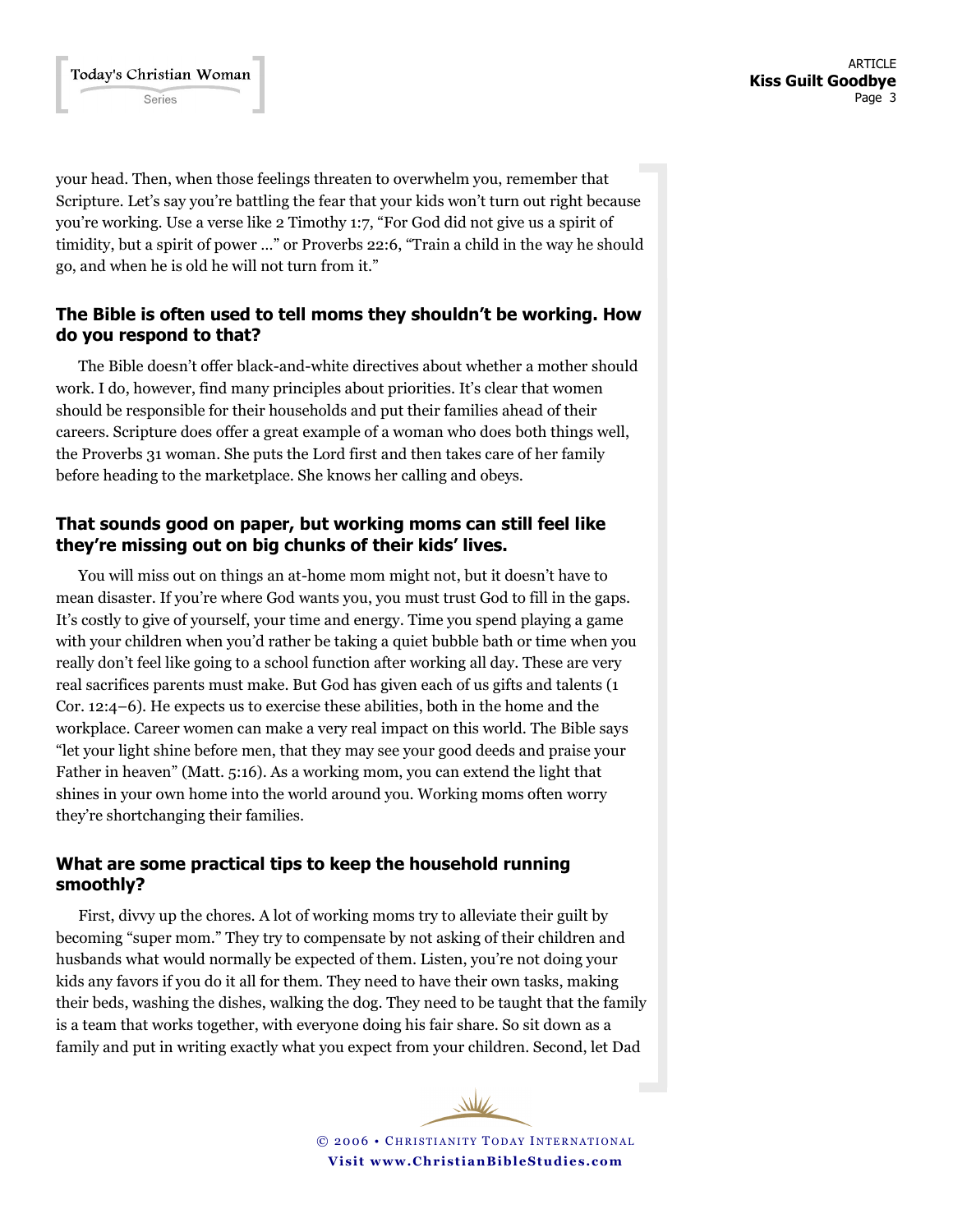your head. Then, when those feelings threaten to overwhelm you, remember that Scripture. Let's say you're battling the fear that your kids won't turn out right because you're working. Use a verse like 2 Timothy 1:7, "For God did not give us a spirit of timidity, but a spirit of power …" or Proverbs 22:6, "Train a child in the way he should go, and when he is old he will not turn from it."

### The Bible is often used to tell moms they shouldn't be working. How do you respond to that?

The Bible doesn't offer black-and-white directives about whether a mother should work. I do, however, find many principles about priorities. It's clear that women should be responsible for their households and put their families ahead of their careers. Scripture does offer a great example of a woman who does both things well, the Proverbs 31 woman. She puts the Lord first and then takes care of her family before heading to the marketplace. She knows her calling and obeys.

### That sounds good on paper, but working moms can still feel like they're missing out on big chunks of their kids' lives.

You will miss out on things an at-home mom might not, but it doesn't have to mean disaster. If you're where God wants you, you must trust God to fill in the gaps. It's costly to give of yourself, your time and energy. Time you spend playing a game with your children when you'd rather be taking a quiet bubble bath or time when you really don't feel like going to a school function after working all day. These are very real sacrifices parents must make. But God has given each of us gifts and talents (1 Cor. 12:4–6). He expects us to exercise these abilities, both in the home and the workplace. Career women can make a very real impact on this world. The Bible says "let your light shine before men, that they may see your good deeds and praise your Father in heaven" (Matt. 5:16). As a working mom, you can extend the light that shines in your own home into the world around you. Working moms often worry they're shortchanging their families.

### What are some practical tips to keep the household running smoothly?

First, divvy up the chores. A lot of working moms try to alleviate their guilt by becoming "super mom." They try to compensate by not asking of their children and husbands what would normally be expected of them. Listen, you're not doing your kids any favors if you do it all for them. They need to have their own tasks, making their beds, washing the dishes, walking the dog. They need to be taught that the family is a team that works together, with everyone doing his fair share. So sit down as a family and put in writing exactly what you expect from your children. Second, let Dad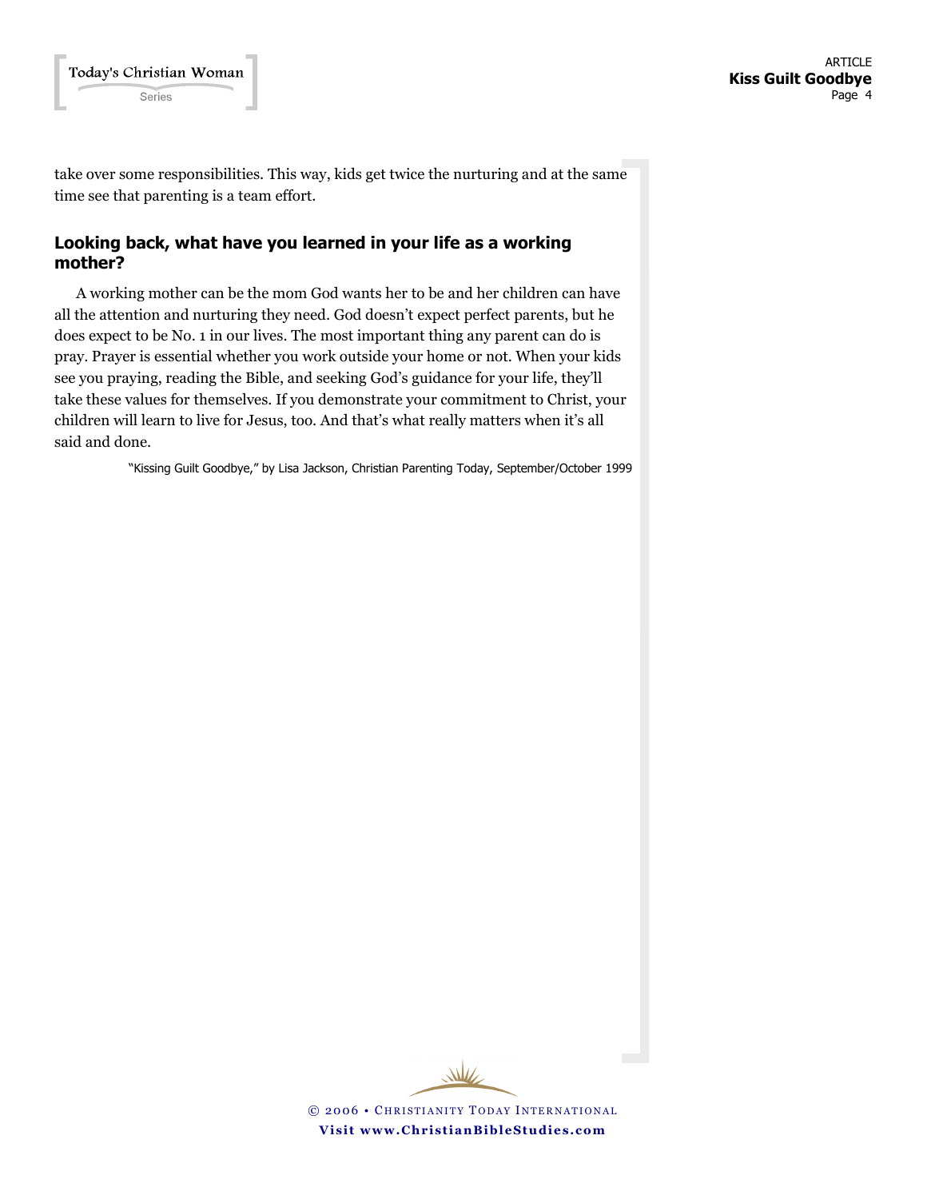take over some responsibilities. This way, kids get twice the nurturing and at the same time see that parenting is a team effort.

### Looking back, what have you learned in your life as a working mother?

A working mother can be the mom God wants her to be and her children can have all the attention and nurturing they need. God doesn't expect perfect parents, but he does expect to be No. 1 in our lives. The most important thing any parent can do is pray. Prayer is essential whether you work outside your home or not. When your kids see you praying, reading the Bible, and seeking God's guidance for your life, they'll take these values for themselves. If you demonstrate your commitment to Christ, your children will learn to live for Jesus, too. And that's what really matters when it's all said and done.

"Kissing Guilt Goodbye," by Lisa Jackson, Christian Parenting Today, September/October 1999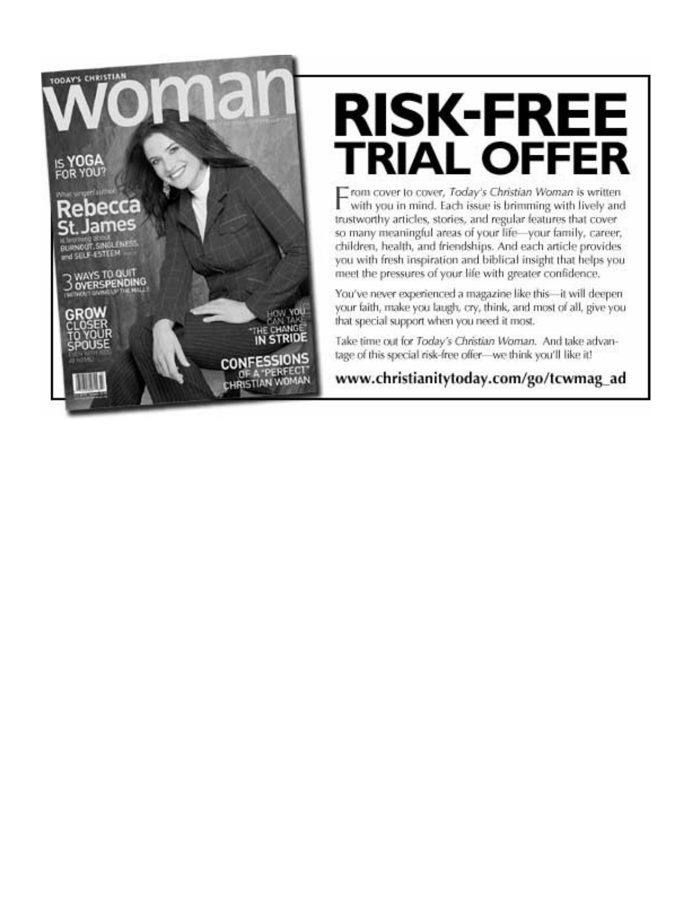# RISK-FREE TRIAL OFFER

From cover to cover, *Today's Christian Woman* is written with you in mind. Each issue is brimming with lively and trustworthy articles, stories, and regular features that cover so many meaningful areas of your life—your family, career, children, health, and friendships. And each article provides you with fresh inspiration and biblical insight that helps you meet the pressures of your life with greater confidence.

You've never experienced a magazine like this—it will deepen your faith, make you laugh, cry, think, and most of all, give you that special support when you need it most.

Take time out for *Today's Christian Woman*. And take advantage of this special risk-free offer—we think you'll like it!

**www.christianitytoday.com/go/tcwmag_ad**